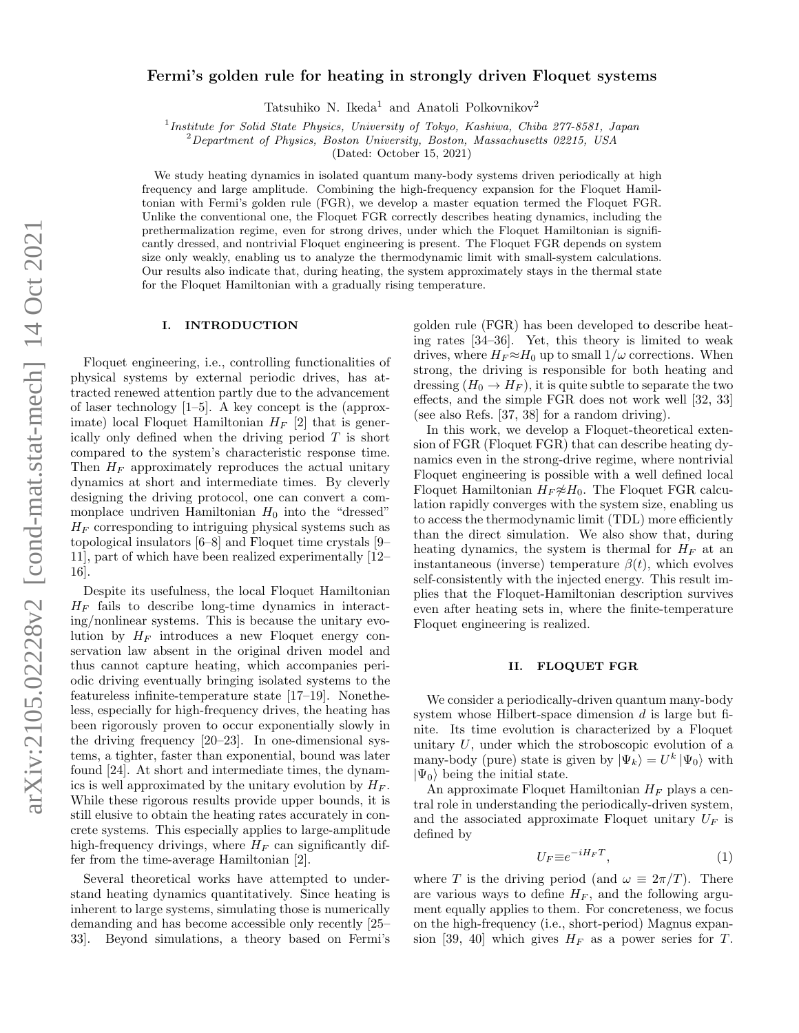# Fermi's golden rule for heating in strongly driven Floquet systems

Tatsuhiko N. Ikeda[1] and Anatoli Polkovnikov[2]

[1] *Institute for Solid State Physics, University of Tokyo, Kashiwa, Chiba 277-8581, Japan*
[2] *Department of Physics, Boston University, Boston, Massachusetts 02215, USA*

(Dated: October 15, 2021)

We study heating dynamics in isolated quantum many-body systems driven periodically at high frequency and large amplitude. Combining the high-frequency expansion for the Floquet Hamiltonian with Fermi's golden rule (FGR), we develop a master equation termed the Floquet FGR. Unlike the conventional one, the Floquet FGR correctly describes heating dynamics, including the prethermalization regime, even for strong drives, under which the Floquet Hamiltonian is significantly dressed, and nontrivial Floquet engineering is present. The Floquet FGR depends on system size only weakly, enabling us to analyze the thermodynamic limit with small-system calculations. Our results also indicate that, during heating, the system approximately stays in the thermal state for the Floquet Hamiltonian with a gradually rising temperature.

## I. INTRODUCTION

Floquet engineering, i.e., controlling functionalities of physical systems by external periodic drives, has attracted renewed attention partly due to the advancement of laser technology [1–5]. A key concept is the (approximate) local Floquet Hamiltonian $H_F$ [2] that is generically only defined when the driving period $T$ is short compared to the system's characteristic response time. Then $H_F$ approximately reproduces the actual unitary dynamics at short and intermediate times. By cleverly designing the driving protocol, one can convert a commonplace undriven Hamiltonian $H_0$ into the "dressed" $H_F$ corresponding to intriguing physical systems such as topological insulators [6–8] and Floquet time crystals [9–11], part of which have been realized experimentally [12–16].

Despite its usefulness, the local Floquet Hamiltonian $H_F$ fails to describe long-time dynamics in interacting/nonlinear systems. This is because the unitary evolution by $H_F$ introduces a new Floquet energy conservation law absent in the original driven model and thus cannot capture heating, which accompanies periodic driving eventually bringing isolated systems to the featureless infinite-temperature state [17–19]. Nonetheless, especially for high-frequency drives, the heating has been rigorously proven to occur exponentially slowly in the driving frequency [20–23]. In one-dimensional systems, a tighter, faster than exponential, bound was later found [24]. At short and intermediate times, the dynamics is well approximated by the unitary evolution by $H_F$. While these rigorous results provide upper bounds, it is still elusive to obtain the heating rates accurately in concrete systems. This especially applies to large-amplitude high-frequency drivings, where $H_F$ can significantly differ from the time-average Hamiltonian [2].

Several theoretical works have attempted to understand heating dynamics quantitatively. Since heating is inherent to large systems, simulating those is numerically demanding and has become accessible only recently [25–33]. Beyond simulations, a theory based on Fermi's golden rule (FGR) has been developed to describe heating rates [34–36]. Yet, this theory is limited to weak drives, where $H_F \approx H_0$ up to small $1/\omega$ corrections. When strong, the driving is responsible for both heating and dressing ($H_0 \to H_F$), it is quite subtle to separate the two effects, and the simple FGR does not work well [32, 33] (see also Refs. [37, 38] for a random driving).

In this work, we develop a Floquet-theoretical extension of FGR (Floquet FGR) that can describe heating dynamics even in the strong-drive regime, where nontrivial Floquet engineering is possible with a well defined local Floquet Hamiltonian $H_F \not\approx H_0$. The Floquet FGR calculation rapidly converges with the system size, enabling us to access the thermodynamic limit (TDL) more efficiently than the direct simulation. We also show that, during heating dynamics, the system is thermal for $H_F$ at an instantaneous (inverse) temperature $\beta(t)$, which evolves self-consistently with the injected energy. This result implies that the Floquet-Hamiltonian description survives even after heating sets in, where the finite-temperature Floquet engineering is realized.

## II. FLOQUET FGR

We consider a periodically-driven quantum many-body system whose Hilbert-space dimension $d$ is large but finite. Its time evolution is characterized by a Floquet unitary $U$, under which the stroboscopic evolution of a many-body (pure) state is given by $|\Psi_k\rangle = U^k |\Psi_0\rangle$ with $|\Psi_0\rangle$ being the initial state.

An approximate Floquet Hamiltonian $H_F$ plays a central role in understanding the periodically-driven system, and the associated approximate Floquet unitary $U_F$ is defined by

$$U_F \equiv e^{-iH_F T}, \tag{1}$$

where $T$ is the driving period (and $\omega \equiv 2\pi/T$). There are various ways to define $H_F$, and the following argument equally applies to them. For concreteness, we focus on the high-frequency (i.e., short-period) Magnus expansion [39, 40] which gives $H_F$ as a power series for $T$.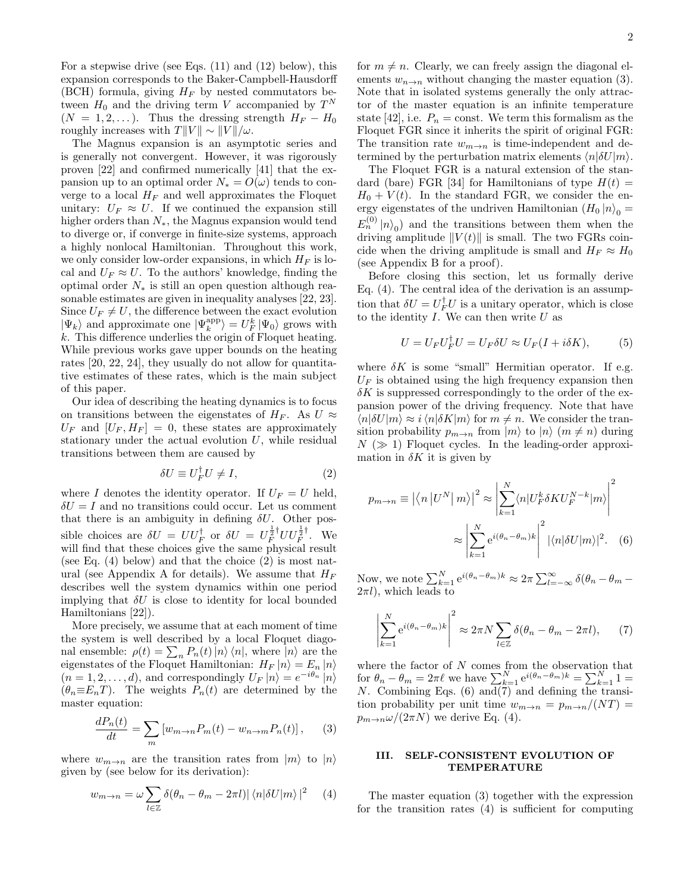For a stepwise drive (see Eqs. (11) and (12) below), this expansion corresponds to the Baker-Campbell-Hausdorff (BCH) formula, giving $H_F$ by nested commutators between $H_0$ and the driving term $V$ accompanied by $T^N$ ($N = 1, 2, \dots$). Thus the dressing strength $H_F - H_0$ roughly increases with $T\|V\| \sim \|V\|/\omega$.

The Magnus expansion is an asymptotic series and is generally not convergent. However, it was rigorously proven [22] and confirmed numerically [41] that the expansion up to an optimal order $N_* = O(\omega)$ tends to converge to a local $H_F$ and well approximates the Floquet unitary: $U_F \approx U$. If we continued the expansion still higher orders than $N_*$, the Magnus expansion would tend to diverge or, if converge in finite-size systems, approach a highly nonlocal Hamiltonian. Throughout this work, we only consider low-order expansions, in which $H_F$ is local and $U_F \approx U$. To the authors' knowledge, finding the optimal order $N_*$ is still an open question although reasonable estimates are given in inequality analyses [22, 23]. Since $U_F \neq U$, the difference between the exact evolution $|\Psi_k\rangle$ and approximate one $|\Psi_k^{\mathrm{app}}\rangle = U_F^k |\Psi_0\rangle$ grows with $k$. This difference underlies the origin of Floquet heating. While previous works gave upper bounds on the heating rates [20, 22, 24], they usually do not allow for quantitative estimates of these rates, which is the main subject of this paper.

Our idea of describing the heating dynamics is to focus on transitions between the eigenstates of $H_F$. As $U \approx U_F$ and $[U_F, H_F] = 0$, these states are approximately stationary under the actual evolution $U$, while residual transitions between them are caused by

$$\delta U \equiv U_F^\dagger U \neq I, \tag{2}$$

where $I$ denotes the identity operator. If $U_F = U$ held, $\delta U = I$ and no transitions could occur. Let us comment that there is an ambiguity in defining $\delta U$. Other possible choices are $\delta U = U U_F^\dagger$ or $\delta U = U_F^{\frac{1}{2}\dagger} U U_F^{\frac{1}{2}\dagger}$. We will find that these choices give the same physical result (see Eq. (4) below) and that the choice (2) is most natural (see Appendix A for details). We assume that $H_F$ describes well the system dynamics within one period implying that $\delta U$ is close to identity for local bounded Hamiltonians [22]).

More precisely, we assume that at each moment of time the system is well described by a local Floquet diagonal ensemble: $\rho(t) = \sum_n P_n(t) |n\rangle \langle n|$, where $|n\rangle$ are the eigenstates of the Floquet Hamiltonian: $H_F |n\rangle = E_n |n\rangle$ ($n = 1, 2, \dots, d$), and correspondingly $U_F |n\rangle = e^{-i\theta_n} |n\rangle$ ($\theta_n \equiv E_n T$). The weights $P_n(t)$ are determined by the master equation:

$$\frac{dP_n(t)}{dt} = \sum_m \left[ w_{m\to n} P_m(t) - w_{n\to m} P_n(t) \right], \tag{3}$$

where $w_{m\to n}$ are the transition rates from $|m\rangle$ to $|n\rangle$ given by (see below for its derivation):

$$w_{m\to n} = \omega \sum_{l\in\mathbb{Z}} \delta(\theta_n - \theta_m - 2\pi l) |\langle n|\delta U|m\rangle|^2 \tag{4}$$

for $m \neq n$. Clearly, we can freely assign the diagonal elements $w_{n\to n}$ without changing the master equation (3). Note that in isolated systems generally the only attractor of the master equation is an infinite temperature state [42], i.e. $P_n = \mathrm{const}$. We term this formalism as the Floquet FGR since it inherits the spirit of original FGR: The transition rate $w_{m\to n}$ is time-independent and determined by the perturbation matrix elements $\langle n|\delta U|m\rangle$.

The Floquet FGR is a natural extension of the standard (bare) FGR [34] for Hamiltonians of type $H(t) = H_0 + V(t)$. In the standard FGR, we consider the energy eigenstates of the undriven Hamiltonian ($H_0 |n\rangle_0 = E_n^{(0)} |n\rangle_0$) and the transitions between them when the driving amplitude $\|V(t)\|$ is small. The two FGRs coincide when the driving amplitude is small and $H_F \approx H_0$ (see Appendix B for a proof).

Before closing this section, let us formally derive Eq. (4). The central idea of the derivation is an assumption that $\delta U = U_F^\dagger U$ is a unitary operator, which is close to the identity $I$. We can then write $U$ as

$$U = U_F U_F^\dagger U = U_F \delta U \approx U_F (I + i\delta K), \tag{5}$$

where $\delta K$ is some "small" Hermitian operator. If e.g. $U_F$ is obtained using the high frequency expansion then $\delta K$ is suppressed correspondingly to the order of the expansion power of the driving frequency. Note that have $\langle n|\delta U|m\rangle \approx i \langle n|\delta K|m\rangle$ for $m \neq n$. We consider the transition probability $p_{m\to n}$ from $|m\rangle$ to $|n\rangle$ ($m \neq n$) during $N$ ($\gg 1$) Floquet cycles. In the leading-order approximation in $\delta K$ it is given by

$$\begin{aligned} p_{m\to n} \equiv \left| \left\langle n \left| U^N \right| m \right\rangle \right|^2 &\approx \left| \sum_{k=1}^N \langle n| U_F^k \delta K U_F^{N-k} |m\rangle \right|^2 \\ &\approx \left| \sum_{k=1}^N \mathrm{e}^{i(\theta_n - \theta_m)k} \right|^2 |\langle n|\delta U|m\rangle|^2. \end{aligned} \tag{6}$$

Now, we note $\sum_{k=1}^N \mathrm{e}^{i(\theta_n - \theta_m)k} \approx 2\pi \sum_{l=-\infty}^\infty \delta(\theta_n - \theta_m - 2\pi l)$, which leads to

$$\left| \sum_{k=1}^N \mathrm{e}^{i(\theta_n - \theta_m)k} \right|^2 \approx 2\pi N \sum_{l\in\mathbb{Z}} \delta(\theta_n - \theta_m - 2\pi l), \tag{7}$$

where the factor of $N$ comes from the observation that for $\theta_n - \theta_m = 2\pi\ell$ we have $\sum_{k=1}^N \mathrm{e}^{i(\theta_n - \theta_m)k} = \sum_{k=1}^N 1 = N$. Combining Eqs. (6) and(7) and defining the transition probability per unit time $w_{m\to n} = p_{m\to n}/(NT) = p_{m\to n}\omega/(2\pi N)$ we derive Eq. (4).

## III. SELF-CONSISTENT EVOLUTION OF TEMPERATURE

The master equation (3) together with the expression for the transition rates (4) is sufficient for computing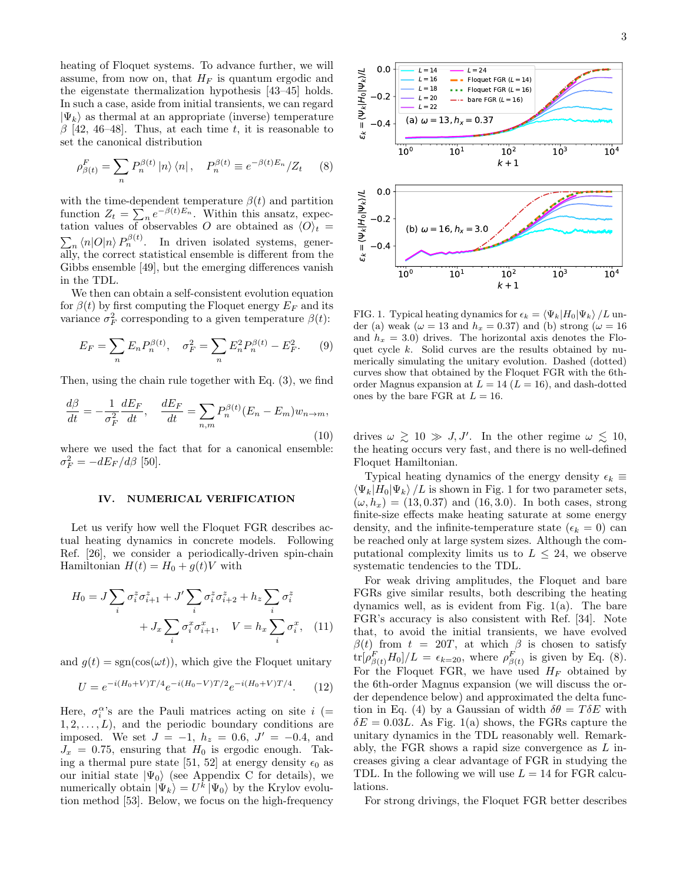heating of Floquet systems. To advance further, we will assume, from now on, that $H_F$ is quantum ergodic and the eigenstate thermalization hypothesis [43–45] holds. In such a case, aside from initial transients, we can regard $|\Psi_k\rangle$ as thermal at an appropriate (inverse) temperature $\beta$ [42, 46–48]. Thus, at each time $t$, it is reasonable to set the canonical distribution

$$\rho^F_{\beta(t)} = \sum_n P_n^{\beta(t)} |n\rangle\langle n|, \quad P_n^{\beta(t)} \equiv e^{-\beta(t)E_n}/Z_t \tag{8}$$

with the time-dependent temperature $\beta(t)$ and partition function $Z_t = \sum_n e^{-\beta(t)E_n}$. Within this ansatz, expectation values of observables $O$ are obtained as $\langle O\rangle_t = \sum_n \langle n|O|n\rangle P_n^{\beta(t)}$. In driven isolated systems, generally, the correct statistical ensemble is different from the Gibbs ensemble [49], but the emerging differences vanish in the TDL.

We then can obtain a self-consistent evolution equation for $\beta(t)$ by first computing the Floquet energy $E_F$ and its variance $\sigma_F^2$ corresponding to a given temperature $\beta(t)$:

$$E_F = \sum_n E_n P_n^{\beta(t)}, \quad \sigma_F^2 = \sum_n E_n^2 P_n^{\beta(t)} - E_F^2. \tag{9}$$

Then, using the chain rule together with Eq. (3), we find

$$\frac{d\beta}{dt} = -\frac{1}{\sigma_F^2}\frac{dE_F}{dt}, \quad \frac{dE_F}{dt} = \sum_{n,m} P_n^{\beta(t)}(E_n - E_m)w_{n\to m}, \tag{10}$$

where we used the fact that for a canonical ensemble: $\sigma_F^2 = -dE_F/d\beta$ [50].

## IV. NUMERICAL VERIFICATION

Let us verify how well the Floquet FGR describes actual heating dynamics in concrete models. Following Ref. [26], we consider a periodically-driven spin-chain Hamiltonian $H(t) = H_0 + g(t)V$ with

$$H_0 = J\sum_i \sigma_i^z\sigma_{i+1}^z + J'\sum_i \sigma_i^z\sigma_{i+2}^z + h_z\sum_i \sigma_i^z + J_x\sum_i \sigma_i^x\sigma_{i+1}^x, \quad V = h_x\sum_i \sigma_i^x, \tag{11}$$

and $g(t) = \mathrm{sgn}(\cos(\omega t))$, which give the Floquet unitary

$$U = e^{-i(H_0+V)T/4}e^{-i(H_0-V)T/2}e^{-i(H_0+V)T/4}. \tag{12}$$

Here, $\sigma_i^\alpha$'s are the Pauli matrices acting on site $i$ ($= 1, 2, \ldots, L$), and the periodic boundary conditions are imposed. We set $J = -1$, $h_z = 0.6$, $J' = -0.4$, and $J_x = 0.75$, ensuring that $H_0$ is ergodic enough. Taking a thermal pure state [51, 52] at energy density $\epsilon_0$ as our initial state $|\Psi_0\rangle$ (see Appendix C for details), we numerically obtain $|\Psi_k\rangle = U^k|\Psi_0\rangle$ by the Krylov evolution method [53]. Below, we focus on the high-frequency drives $\omega \gtrsim 10 \gg J, J'$. In the other regime $\omega \lesssim 10$, the heating occurs very fast, and there is no well-defined Floquet Hamiltonian.

FIG. 1. Typical heating dynamics for $\epsilon_k = \langle\Psi_k|H_0|\Psi_k\rangle/L$ under (a) weak ($\omega = 13$ and $h_x = 0.37$) and (b) strong ($\omega = 16$ and $h_x = 3.0$) drives. The horizontal axis denotes the Floquet cycle $k$. Solid curves are the results obtained by numerically simulating the unitary evolution. Dashed (dotted) curves show that obtained by the Floquet FGR with the 6th-order Magnus expansion at $L = 14$ ($L = 16$), and dash-dotted ones by the bare FGR at $L = 16$.

Typical heating dynamics of the energy density $\epsilon_k \equiv \langle\Psi_k|H_0|\Psi_k\rangle/L$ is shown in Fig. 1 for two parameter sets, $(\omega, h_x) = (13, 0.37)$ and $(16, 3.0)$. In both cases, strong finite-size effects make heating saturate at some energy density, and the infinite-temperature state ($\epsilon_k = 0$) can be reached only at large system sizes. Although the computational complexity limits us to $L \le 24$, we observe systematic tendencies to the TDL.

For weak driving amplitudes, the Floquet and bare FGRs give similar results, both describing the heating dynamics well, as is evident from Fig. 1(a). The bare FGR's accuracy is also consistent with Ref. [34]. Note that, to avoid the initial transients, we have evolved $\beta(t)$ from $t = 20T$, at which $\beta$ is chosen to satisfy $\mathrm{tr}[\rho^F_{\beta(t)}H_0]/L = \epsilon_{k=20}$, where $\rho^F_{\beta(t)}$ is given by Eq. (8). For the Floquet FGR, we have used $H_F$ obtained by the 6th-order Magnus expansion (we will discuss the order dependence below) and approximated the delta function in Eq. (4) by a Gaussian of width $\delta\theta = T\delta E$ with $\delta E = 0.03L$. As Fig. 1(a) shows, the FGRs capture the unitary dynamics in the TDL reasonably well. Remarkably, the FGR shows a rapid size convergence as $L$ increases giving a clear advantage of FGR in studying the TDL. In the following we will use $L = 14$ for FGR calculations.

For strong drivings, the Floquet FGR better describes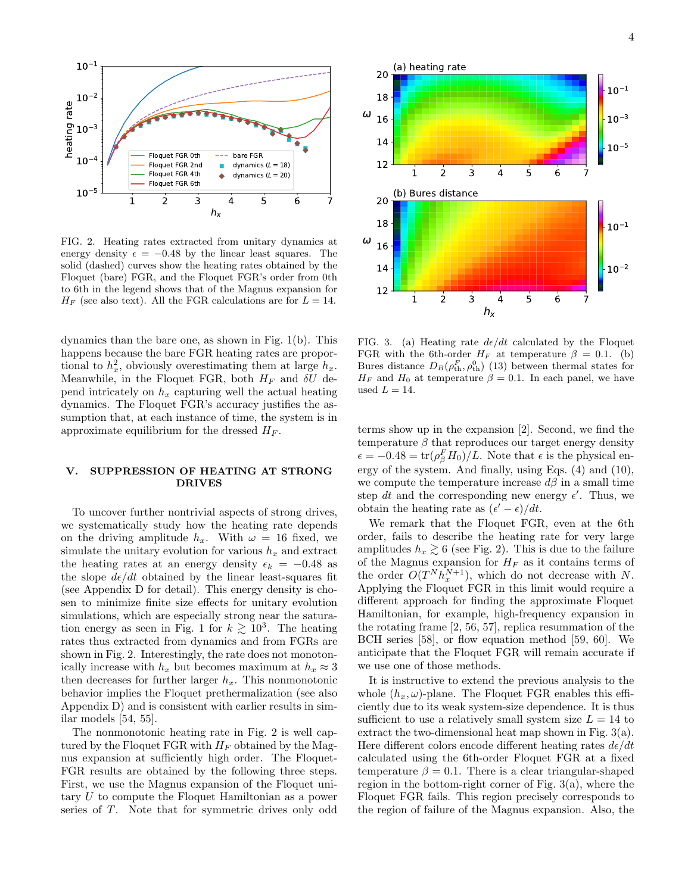FIG. 2. Heating rates extracted from unitary dynamics at energy density $\epsilon = -0.48$ by the linear least squares. The solid (dashed) curves show the heating rates obtained by the Floquet (bare) FGR, and the Floquet FGR's order from 0th to 6th in the legend shows that of the Magnus expansion for $H_F$ (see also text). All the FGR calculations are for $L = 14$.

FIG. 3. (a) Heating rate $d\epsilon/dt$ calculated by the Floquet FGR with the 6th-order $H_F$ at temperature $\beta = 0.1$. (b) Bures distance $D_B(\rho^F_{\rm th}, \rho^0_{\rm th})$ (13) between thermal states for $H_F$ and $H_0$ at temperature $\beta = 0.1$. In each panel, we have used $L = 14$.

dynamics than the bare one, as shown in Fig. 1(b). This happens because the bare FGR heating rates are proportional to $h_x^2$, obviously overestimating them at large $h_x$. Meanwhile, in the Floquet FGR, both $H_F$ and $\delta U$ depend intricately on $h_x$ capturing well the actual heating dynamics. The Floquet FGR's accuracy justifies the assumption that, at each instance of time, the system is in approximate equilibrium for the dressed $H_F$.

## V. SUPPRESSION OF HEATING AT STRONG DRIVES

To uncover further nontrivial aspects of strong drives, we systematically study how the heating rate depends on the driving amplitude $h_x$. With $\omega = 16$ fixed, we simulate the unitary evolution for various $h_x$ and extract the heating rates at an energy density $\epsilon_k = -0.48$ as the slope $d\epsilon/dt$ obtained by the linear least-squares fit (see Appendix D for detail). This energy density is chosen to minimize finite size effects for unitary evolution simulations, which are especially strong near the saturation energy as seen in Fig. 1 for $k \gtrsim 10^3$. The heating rates thus extracted from dynamics and from FGRs are shown in Fig. 2. Interestingly, the rate does not monotonically increase with $h_x$ but becomes maximum at $h_x \approx 3$ then decreases for further larger $h_x$. This nonmonotonic behavior implies the Floquet prethermalization (see also Appendix D) and is consistent with earlier results in similar models [54, 55].

The nonmonotonic heating rate in Fig. 2 is well captured by the Floquet FGR with $H_F$ obtained by the Magnus expansion at sufficiently high order. The Floquet-FGR results are obtained by the following three steps. First, we use the Magnus expansion of the Floquet unitary $U$ to compute the Floquet Hamiltonian as a power series of $T$. Note that for symmetric drives only odd terms show up in the expansion [2]. Second, we find the temperature $\beta$ that reproduces our target energy density $\epsilon = -0.48 = \mathrm{tr}(\rho^F_\beta H_0)/L$. Note that $\epsilon$ is the physical energy of the system. And finally, using Eqs. (4) and (10), we compute the temperature increase $d\beta$ in a small time step $dt$ and the corresponding new energy $\epsilon'$. Thus, we obtain the heating rate as $(\epsilon' - \epsilon)/dt$.

We remark that the Floquet FGR, even at the 6th order, fails to describe the heating rate for very large amplitudes $h_x \gtrsim 6$ (see Fig. 2). This is due to the failure of the Magnus expansion for $H_F$ as it contains terms of the order $O(T^N h_x^{N+1})$, which do not decrease with $N$. Applying the Floquet FGR in this limit would require a different approach for finding the approximate Floquet Hamiltonian, for example, high-frequency expansion in the rotating frame [2, 56, 57], replica resummation of the BCH series [58], or flow equation method [59, 60]. We anticipate that the Floquet FGR will remain accurate if we use one of those methods.

It is instructive to extend the previous analysis to the whole $(h_x, \omega)$-plane. The Floquet FGR enables this efficiently due to its weak system-size dependence. It is thus sufficient to use a relatively small system size $L = 14$ to extract the two-dimensional heat map shown in Fig. 3(a). Here different colors encode different heating rates $d\epsilon/dt$ calculated using the 6th-order Floquet FGR at a fixed temperature $\beta = 0.1$. There is a clear triangular-shaped region in the bottom-right corner of Fig. 3(a), where the Floquet FGR fails. This region precisely corresponds to the region of failure of the Magnus expansion. Also, the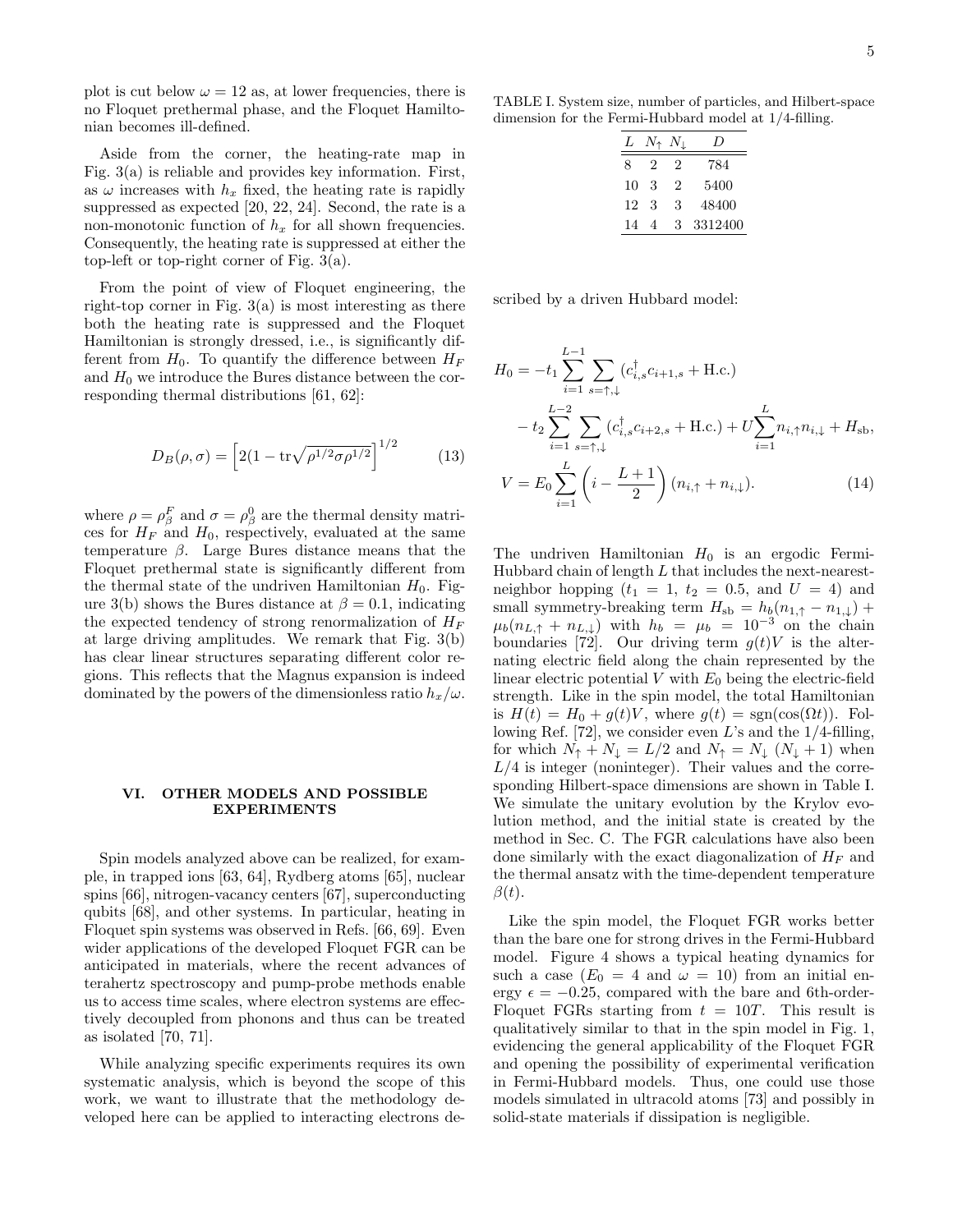plot is cut below $\omega = 12$ as, at lower frequencies, there is no Floquet prethermal phase, and the Floquet Hamiltonian becomes ill-defined.

Aside from the corner, the heating-rate map in Fig. 3(a) is reliable and provides key information. First, as $\omega$ increases with $h_x$ fixed, the heating rate is rapidly suppressed as expected [20, 22, 24]. Second, the rate is a non-monotonic function of $h_x$ for all shown frequencies. Consequently, the heating rate is suppressed at either the top-left or top-right corner of Fig. 3(a).

From the point of view of Floquet engineering, the right-top corner in Fig. 3(a) is most interesting as there both the heating rate is suppressed and the Floquet Hamiltonian is strongly dressed, i.e., is significantly different from $H_0$. To quantify the difference between $H_F$ and $H_0$ we introduce the Bures distance between the corresponding thermal distributions [61, 62]:

$$D_B(\rho, \sigma) = \left[2(1 - \mathrm{tr}\sqrt{\rho^{1/2}\sigma\rho^{1/2}}\right]^{1/2} \tag{13}$$

where $\rho = \rho_\beta^F$ and $\sigma = \rho_\beta^0$ are the thermal density matrices for $H_F$ and $H_0$, respectively, evaluated at the same temperature $\beta$. Large Bures distance means that the Floquet prethermal state is significantly different from the thermal state of the undriven Hamiltonian $H_0$. Figure 3(b) shows the Bures distance at $\beta = 0.1$, indicating the expected tendency of strong renormalization of $H_F$ at large driving amplitudes. We remark that Fig. 3(b) has clear linear structures separating different color regions. This reflects that the Magnus expansion is indeed dominated by the powers of the dimensionless ratio $h_x/\omega$.

## VI. OTHER MODELS AND POSSIBLE EXPERIMENTS

Spin models analyzed above can be realized, for example, in trapped ions [63, 64], Rydberg atoms [65], nuclear spins [66], nitrogen-vacancy centers [67], superconducting qubits [68], and other systems. In particular, heating in Floquet spin systems was observed in Refs. [66, 69]. Even wider applications of the developed Floquet FGR can be anticipated in materials, where the recent advances of terahertz spectroscopy and pump-probe methods enable us to access time scales, where electron systems are effectively decoupled from phonons and thus can be treated as isolated [70, 71].

While analyzing specific experiments requires its own systematic analysis, which is beyond the scope of this work, we want to illustrate that the methodology developed here can be applied to interacting electrons described by a driven Hubbard model:

TABLE I. System size, number of particles, and Hilbert-space dimension for the Fermi-Hubbard model at 1/4-filling.

| $L$ | $N_\uparrow$ | $N_\downarrow$ | $D$ |
|---|---|---|---|
| 8 | 2 | 2 | 784 |
| 10 | 3 | 2 | 5400 |
| 12 | 3 | 3 | 48400 |
| 14 | 4 | 3 | 3312400 |

$$\begin{aligned}
H_0 &= -t_1 \sum_{i=1}^{L-1} \sum_{s=\uparrow,\downarrow} (c_{i,s}^\dagger c_{i+1,s} + \text{H.c.}) \\
&\quad - t_2 \sum_{i=1}^{L-2} \sum_{s=\uparrow,\downarrow} (c_{i,s}^\dagger c_{i+2,s} + \text{H.c.}) + U \sum_{i=1}^{L} n_{i,\uparrow} n_{i,\downarrow} + H_{\text{sb}}, \\
V &= E_0 \sum_{i=1}^{L} \left(i - \frac{L+1}{2}\right)(n_{i,\uparrow} + n_{i,\downarrow}).
\end{aligned} \tag{14}$$

The undriven Hamiltonian $H_0$ is an ergodic Fermi-Hubbard chain of length $L$ that includes the next-nearest-neighbor hopping ($t_1 = 1$, $t_2 = 0.5$, and $U = 4$) and small symmetry-breaking term $H_{\text{sb}} = h_b(n_{1,\uparrow} - n_{1,\downarrow}) + \mu_b(n_{L,\uparrow} + n_{L,\downarrow})$ with $h_b = \mu_b = 10^{-3}$ on the chain boundaries [72]. Our driving term $g(t)V$ is the alternating electric field along the chain represented by the linear electric potential $V$ with $E_0$ being the electric-field strength. Like in the spin model, the total Hamiltonian is $H(t) = H_0 + g(t)V$, where $g(t) = \text{sgn}(\cos(\Omega t))$. Following Ref. [72], we consider even $L$'s and the 1/4-filling, for which $N_\uparrow + N_\downarrow = L/2$ and $N_\uparrow = N_\downarrow$ ($N_\downarrow + 1$) when $L/4$ is integer (noninteger). Their values and the corresponding Hilbert-space dimensions are shown in Table I. We simulate the unitary evolution by the Krylov evolution method, and the initial state is created by the method in Sec. C. The FGR calculations have also been done similarly with the exact diagonalization of $H_F$ and the thermal ansatz with the time-dependent temperature $\beta(t)$.

Like the spin model, the Floquet FGR works better than the bare one for strong drives in the Fermi-Hubbard model. Figure 4 shows a typical heating dynamics for such a case ($E_0 = 4$ and $\omega = 10$) from an initial energy $\epsilon = -0.25$, compared with the bare and 6th-order-Floquet FGRs starting from $t = 10T$. This result is qualitatively similar to that in the spin model in Fig. 1, evidencing the general applicability of the Floquet FGR and opening the possibility of experimental verification in Fermi-Hubbard models. Thus, one could use those models simulated in ultracold atoms [73] and possibly in solid-state materials if dissipation is negligible.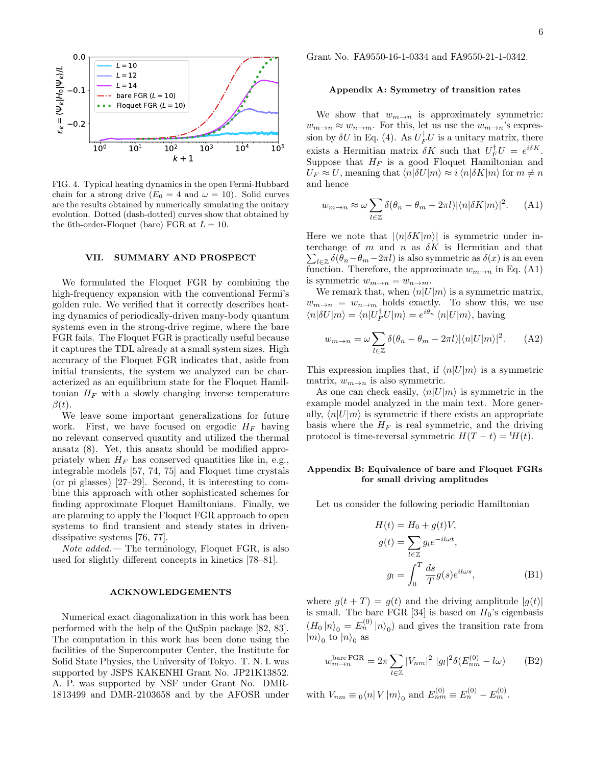FIG. 4. Typical heating dynamics in the open Fermi-Hubbard chain for a strong drive ($E_0 = 4$ and $\omega = 10$). Solid curves are the results obtained by numerically simulating the unitary evolution. Dotted (dash-dotted) curves show that obtained by the 6th-order-Floquet (bare) FGR at $L = 10$.

## VII. SUMMARY AND PROSPECT

We formulated the Floquet FGR by combining the high-frequency expansion with the conventional Fermi's golden rule. We verified that it correctly describes heating dynamics of periodically-driven many-body quantum systems even in the strong-drive regime, where the bare FGR fails. The Floquet FGR is practically useful because it captures the TDL already at a small system sizes. High accuracy of the Floquet FGR indicates that, aside from initial transients, the system we analyzed can be characterized as an equilibrium state for the Floquet Hamiltonian $H_F$ with a slowly changing inverse temperature $\beta(t)$.

We leave some important generalizations for future work. First, we have focused on ergodic $H_F$ having no relevant conserved quantity and utilized the thermal ansatz (8). Yet, this ansatz should be modified appropriately when $H_F$ has conserved quantities like in, e.g., integrable models [57, 74, 75] and Floquet time crystals (or pi glasses) [27–29]. Second, it is interesting to combine this approach with other sophisticated schemes for finding approximate Floquet Hamiltonians. Finally, we are planning to apply the Floquet FGR approach to open systems to find transient and steady states in driven-dissipative systems [76, 77].

*Note added.*— The terminology, Floquet FGR, is also used for slightly different concepts in kinetics [78–81].

## ACKNOWLEDGEMENTS

Numerical exact diagonalization in this work has been performed with the help of the QuSpin package [82, 83]. The computation in this work has been done using the facilities of the Supercomputer Center, the Institute for Solid State Physics, the University of Tokyo. T. N. I. was supported by JSPS KAKENHI Grant No. JP21K13852. A. P. was supported by NSF under Grant No. DMR-1813499 and DMR-2103658 and by the AFOSR under Grant No. FA9550-16-1-0334 and FA9550-21-1-0342.

## Appendix A: Symmetry of transition rates

We show that $w_{m\to n}$ is approximately symmetric: $w_{m\to n} \approx w_{n\to m}$. For this, let us use the $w_{m\to n}$'s expression by $\delta U$ in Eq. (4). As $U_F^\dagger U$ is a unitary matrix, there exists a Hermitian matrix $\delta K$ such that $U_F^\dagger U = e^{i\delta K}$. Suppose that $H_F$ is a good Floquet Hamiltonian and $U_F \approx U$, meaning that $\langle n|\delta U|m\rangle \approx i\,\langle n|\delta K|m\rangle$ for $m \neq n$ and hence

$$w_{m\to n} \approx \omega \sum_{l\in\mathbb{Z}} \delta(\theta_n - \theta_m - 2\pi l)|\langle n|\delta K|m\rangle|^2. \tag{A1}$$

Here we note that $|\langle n|\delta K|m\rangle|$ is symmetric under interchange of $m$ and $n$ as $\delta K$ is Hermitian and that $\sum_{l\in\mathbb{Z}} \delta(\theta_n - \theta_m - 2\pi l)$ is also symmetric as $\delta(x)$ is an even function. Therefore, the approximate $w_{m\to n}$ in Eq. (A1) is symmetric $w_{m\to n} = w_{n\to m}$.

We remark that, when $\langle n|U|m\rangle$ is a symmetric matrix, $w_{m\to n} = w_{n\to m}$ holds exactly. To show this, we use $\langle n|\delta U|m\rangle = \langle n|U_F^\dagger U|m\rangle = e^{i\theta_n}\,\langle n|U|m\rangle$, having

$$w_{m\to n} = \omega \sum_{l\in\mathbb{Z}} \delta(\theta_n - \theta_m - 2\pi l)|\langle n|U|m\rangle|^2. \tag{A2}$$

This expression implies that, if $\langle n|U|m\rangle$ is a symmetric matrix, $w_{m\to n}$ is also symmetric.

As one can check easily, $\langle n|U|m\rangle$ is symmetric in the example model analyzed in the main text. More generally, $\langle n|U|m\rangle$ is symmetric if there exists an appropriate basis where the $H_F$ is real symmetric, and the driving protocol is time-reversal symmetric $H(T-t) = {}^t H(t)$.

## Appendix B: Equivalence of bare and Floquet FGRs for small driving amplitudes

Let us consider the following periodic Hamiltonian

$$\begin{aligned} H(t) &= H_0 + g(t)V, \\ g(t) &= \sum_{l\in\mathbb{Z}} g_l e^{-il\omega t}, \\ g_l &= \int_0^T \frac{ds}{T} g(s) e^{il\omega s}, \end{aligned} \tag{B1}$$

where $g(t+T) = g(t)$ and the driving amplitude $|g(t)|$ is small. The bare FGR [34] is based on $H_0$'s eigenbasis ($H_0\,|n\rangle_0 = E_n^{(0)}\,|n\rangle_0$) and gives the transition rate from $|m\rangle_0$ to $|n\rangle_0$ as

$$w_{m\to n}^{\text{bare FGR}} = 2\pi \sum_{l\in\mathbb{Z}} |V_{nm}|^2\, |g_l|^2 \delta(E_{nm}^{(0)} - l\omega) \tag{B2}$$

with $V_{nm} \equiv {}_0\langle n|\,V\,|m\rangle_0$ and $E_{nm}^{(0)} \equiv E_n^{(0)} - E_m^{(0)}$.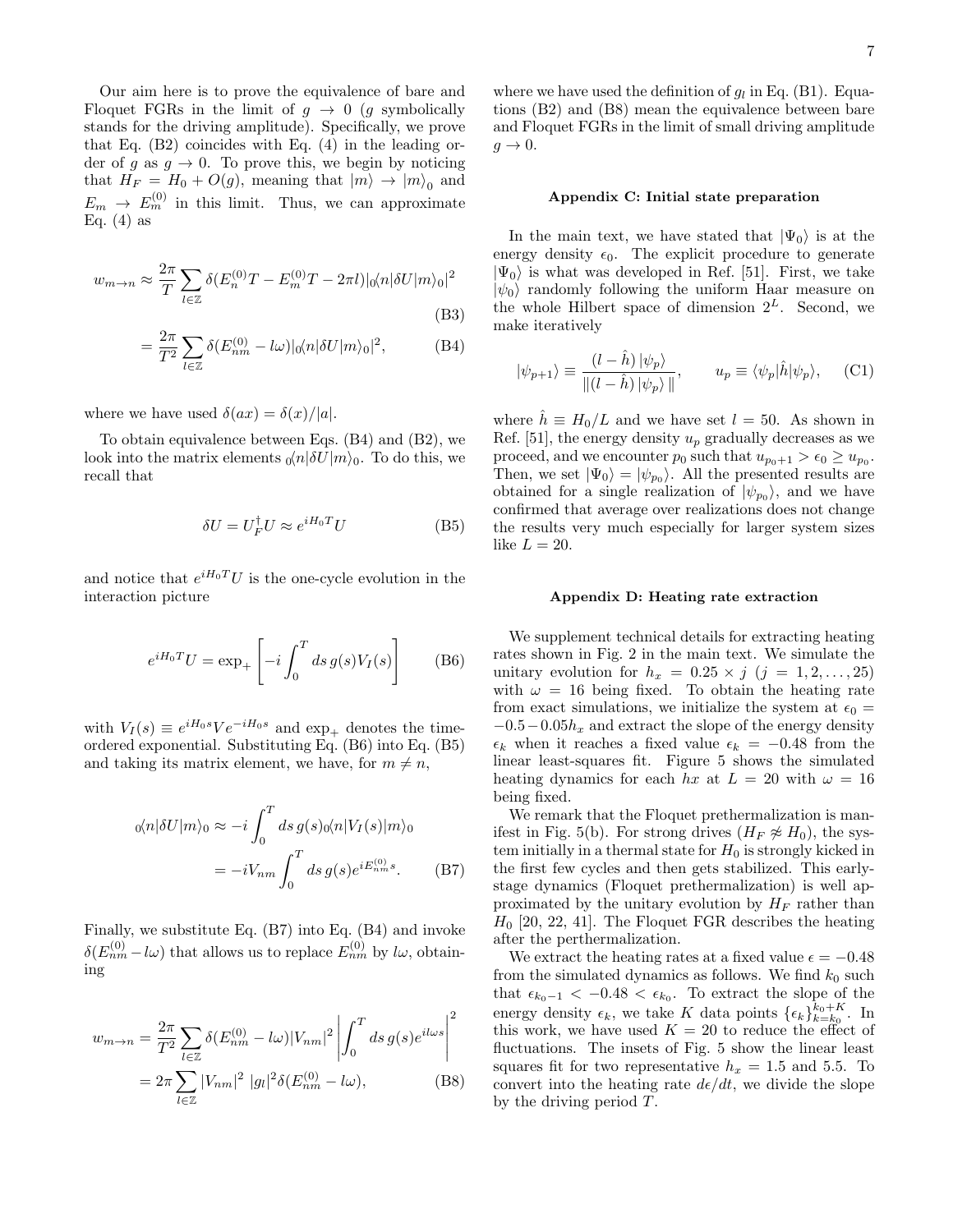Our aim here is to prove the equivalence of bare and Floquet FGRs in the limit of $g \to 0$ ($g$ symbolically stands for the driving amplitude). Specifically, we prove that Eq. (B2) coincides with Eq. (4) in the leading order of $g$ as $g \to 0$. To prove this, we begin by noticing that $H_F = H_0 + O(g)$, meaning that $|m\rangle \to |m\rangle_0$ and $E_m \to E_m^{(0)}$ in this limit. Thus, we can approximate Eq. (4) as

$$w_{m\to n} \approx \frac{2\pi}{T}\sum_{l\in\mathbb{Z}} \delta(E_n^{(0)}T - E_m^{(0)}T - 2\pi l)|_0\langle n|\delta U|m\rangle_0|^2 \tag{B3}$$

$$= \frac{2\pi}{T^2}\sum_{l\in\mathbb{Z}} \delta(E_{nm}^{(0)} - l\omega)|_0\langle n|\delta U|m\rangle_0|^2, \tag{B4}$$

where we have used $\delta(ax) = \delta(x)/|a|$.

To obtain equivalence between Eqs. (B4) and (B2), we look into the matrix elements ${}_0\langle n|\delta U|m\rangle_0$. To do this, we recall that

$$\delta U = U_F^\dagger U \approx e^{iH_0T}U \tag{B5}$$

and notice that $e^{iH_0T}U$ is the one-cycle evolution in the interaction picture

$$e^{iH_0T}U = \exp_+\left[-i\int_0^T ds\, g(s)V_I(s)\right] \tag{B6}$$

with $V_I(s) \equiv e^{iH_0s}Ve^{-iH_0s}$ and $\exp_+$ denotes the time-ordered exponential. Substituting Eq. (B6) into Eq. (B5) and taking its matrix element, we have, for $m \neq n$,

$$\begin{aligned} {}_0\langle n|\delta U|m\rangle_0 &\approx -i\int_0^T ds\, g(s)\,{}_0\langle n|V_I(s)|m\rangle_0 \\ &= -iV_{nm}\int_0^T ds\, g(s)e^{iE_{nm}^{(0)}s}. \end{aligned} \tag{B7}$$

Finally, we substitute Eq. (B7) into Eq. (B4) and invoke $\delta(E_{nm}^{(0)} - l\omega)$ that allows us to replace $E_{nm}^{(0)}$ by $l\omega$, obtaining

$$\begin{aligned} w_{m\to n} &= \frac{2\pi}{T^2}\sum_{l\in\mathbb{Z}} \delta(E_{nm}^{(0)} - l\omega)|V_{nm}|^2\left|\int_0^T ds\, g(s)e^{il\omega s}\right|^2 \\ &= 2\pi\sum_{l\in\mathbb{Z}} |V_{nm}|^2\; |g_l|^2\delta(E_{nm}^{(0)} - l\omega), \end{aligned} \tag{B8}$$

where we have used the definition of $g_l$ in Eq. (B1). Equations (B2) and (B8) mean the equivalence between bare and Floquet FGRs in the limit of small driving amplitude $g \to 0$.

### Appendix C: Initial state preparation

In the main text, we have stated that $|\Psi_0\rangle$ is at the energy density $\epsilon_0$. The explicit procedure to generate $|\Psi_0\rangle$ is what was developed in Ref. [51]. First, we take $|\psi_0\rangle$ randomly following the uniform Haar measure on the whole Hilbert space of dimension $2^L$. Second, we make iteratively

$$|\psi_{p+1}\rangle \equiv \frac{(l-\hat{h})\,|\psi_p\rangle}{\|(l-\hat{h})\,|\psi_p\rangle\,\|}, \qquad u_p \equiv \langle\psi_p|\hat{h}|\psi_p\rangle, \tag{C1}$$

where $\hat{h} \equiv H_0/L$ and we have set $l = 50$. As shown in Ref. [51], the energy density $u_p$ gradually decreases as we proceed, and we encounter $p_0$ such that $u_{p_0+1} > \epsilon_0 \geq u_{p_0}$. Then, we set $|\Psi_0\rangle = |\psi_{p_0}\rangle$. All the presented results are obtained for a single realization of $|\psi_{p_0}\rangle$, and we have confirmed that average over realizations does not change the results very much especially for larger system sizes like $L = 20$.

### Appendix D: Heating rate extraction

We supplement technical details for extracting heating rates shown in Fig. 2 in the main text. We simulate the unitary evolution for $h_x = 0.25 \times j$ ($j = 1, 2, \ldots, 25$) with $\omega = 16$ being fixed. To obtain the heating rate from exact simulations, we initialize the system at $\epsilon_0 = -0.5 - 0.05h_x$ and extract the slope of the energy density $\epsilon_k$ when it reaches a fixed value $\epsilon_k = -0.48$ from the linear least-squares fit. Figure 5 shows the simulated heating dynamics for each $hx$ at $L = 20$ with $\omega = 16$ being fixed.

We remark that the Floquet prethermalization is manifest in Fig. 5(b). For strong drives ($H_F \not\approx H_0$), the system initially in a thermal state for $H_0$ is strongly kicked in the first few cycles and then gets stabilized. This early-stage dynamics (Floquet prethermalization) is well approximated by the unitary evolution by $H_F$ rather than $H_0$ [20, 22, 41]. The Floquet FGR describes the heating after the perthermalization.

We extract the heating rates at a fixed value $\epsilon = -0.48$ from the simulated dynamics as follows. We find $k_0$ such that $\epsilon_{k_0-1} < -0.48 < \epsilon_{k_0}$. To extract the slope of the energy density $\epsilon_k$, we take $K$ data points $\{\epsilon_k\}_{k=k_0}^{k_0+K}$. In this work, we have used $K = 20$ to reduce the effect of fluctuations. The insets of Fig. 5 show the linear least squares fit for two representative $h_x = 1.5$ and 5.5. To convert into the heating rate $d\epsilon/dt$, we divide the slope by the driving period $T$.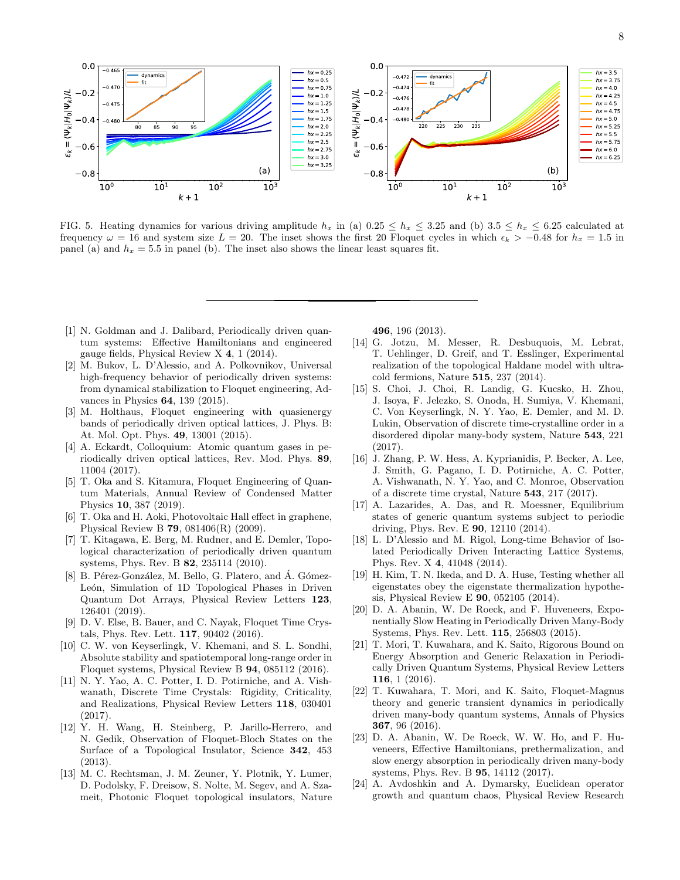FIG. 5. Heating dynamics for various driving amplitude $h_x$ in (a) $0.25 \leq h_x \leq 3.25$ and (b) $3.5 \leq h_x \leq 6.25$ calculated at frequency $\omega = 16$ and system size $L = 20$. The inset shows the first 20 Floquet cycles in which $\epsilon_k > -0.48$ for $h_x = 1.5$ in panel (a) and $h_x = 5.5$ in panel (b). The inset also shows the linear least squares fit.

---

[1] N. Goldman and J. Dalibard, Periodically driven quantum systems: Effective Hamiltonians and engineered gauge fields, Physical Review X **4**, 1 (2014).

[2] M. Bukov, L. D'Alessio, and A. Polkovnikov, Universal high-frequency behavior of periodically driven systems: from dynamical stabilization to Floquet engineering, Advances in Physics **64**, 139 (2015).

[3] M. Holthaus, Floquet engineering with quasienergy bands of periodically driven optical lattices, J. Phys. B: At. Mol. Opt. Phys. **49**, 13001 (2015).

[4] A. Eckardt, Colloquium: Atomic quantum gases in periodically driven optical lattices, Rev. Mod. Phys. **89**, 11004 (2017).

[5] T. Oka and S. Kitamura, Floquet Engineering of Quantum Materials, Annual Review of Condensed Matter Physics **10**, 387 (2019).

[6] T. Oka and H. Aoki, Photovoltaic Hall effect in graphene, Physical Review B **79**, 081406(R) (2009).

[7] T. Kitagawa, E. Berg, M. Rudner, and E. Demler, Topological characterization of periodically driven quantum systems, Phys. Rev. B **82**, 235114 (2010).

[8] B. Pérez-González, M. Bello, G. Platero, and Á. Gómez-León, Simulation of 1D Topological Phases in Driven Quantum Dot Arrays, Physical Review Letters **123**, 126401 (2019).

[9] D. V. Else, B. Bauer, and C. Nayak, Floquet Time Crystals, Phys. Rev. Lett. **117**, 90402 (2016).

[10] C. W. von Keyserlingk, V. Khemani, and S. L. Sondhi, Absolute stability and spatiotemporal long-range order in Floquet systems, Physical Review B **94**, 085112 (2016).

[11] N. Y. Yao, A. C. Potter, I. D. Potirniche, and A. Vishwanath, Discrete Time Crystals: Rigidity, Criticality, and Realizations, Physical Review Letters **118**, 030401 (2017).

[12] Y. H. Wang, H. Steinberg, P. Jarillo-Herrero, and N. Gedik, Observation of Floquet-Bloch States on the Surface of a Topological Insulator, Science **342**, 453 (2013).

[13] M. C. Rechtsman, J. M. Zeuner, Y. Plotnik, Y. Lumer, D. Podolsky, F. Dreisow, S. Nolte, M. Segev, and A. Szameit, Photonic Floquet topological insulators, Nature **496**, 196 (2013).

[14] G. Jotzu, M. Messer, R. Desbuquois, M. Lebrat, T. Uehlinger, D. Greif, and T. Esslinger, Experimental realization of the topological Haldane model with ultracold fermions, Nature **515**, 237 (2014).

[15] S. Choi, J. Choi, R. Landig, G. Kucsko, H. Zhou, J. Isoya, F. Jelezko, S. Onoda, H. Sumiya, V. Khemani, C. Von Keyserlingk, N. Y. Yao, E. Demler, and M. D. Lukin, Observation of discrete time-crystalline order in a disordered dipolar many-body system, Nature **543**, 221 (2017).

[16] J. Zhang, P. W. Hess, A. Kyprianidis, P. Becker, A. Lee, J. Smith, G. Pagano, I. D. Potirniche, A. C. Potter, A. Vishwanath, N. Y. Yao, and C. Monroe, Observation of a discrete time crystal, Nature **543**, 217 (2017).

[17] A. Lazarides, A. Das, and R. Moessner, Equilibrium states of generic quantum systems subject to periodic driving, Phys. Rev. E **90**, 12110 (2014).

[18] L. D'Alessio and M. Rigol, Long-time Behavior of Isolated Periodically Driven Interacting Lattice Systems, Phys. Rev. X **4**, 41048 (2014).

[19] H. Kim, T. N. Ikeda, and D. A. Huse, Testing whether all eigenstates obey the eigenstate thermalization hypothesis, Physical Review E **90**, 052105 (2014).

[20] D. A. Abanin, W. De Roeck, and F. Huveneers, Exponentially Slow Heating in Periodically Driven Many-Body Systems, Phys. Rev. Lett. **115**, 256803 (2015).

[21] T. Mori, T. Kuwahara, and K. Saito, Rigorous Bound on Energy Absorption and Generic Relaxation in Periodically Driven Quantum Systems, Physical Review Letters **116**, 1 (2016).

[22] T. Kuwahara, T. Mori, and K. Saito, Floquet-Magnus theory and generic transient dynamics in periodically driven many-body quantum systems, Annals of Physics **367**, 96 (2016).

[23] D. A. Abanin, W. De Roeck, W. W. Ho, and F. Huveneers, Effective Hamiltonians, prethermalization, and slow energy absorption in periodically driven many-body systems, Phys. Rev. B **95**, 14112 (2017).

[24] A. Avdoshkin and A. Dymarsky, Euclidean operator growth and quantum chaos, Physical Review Research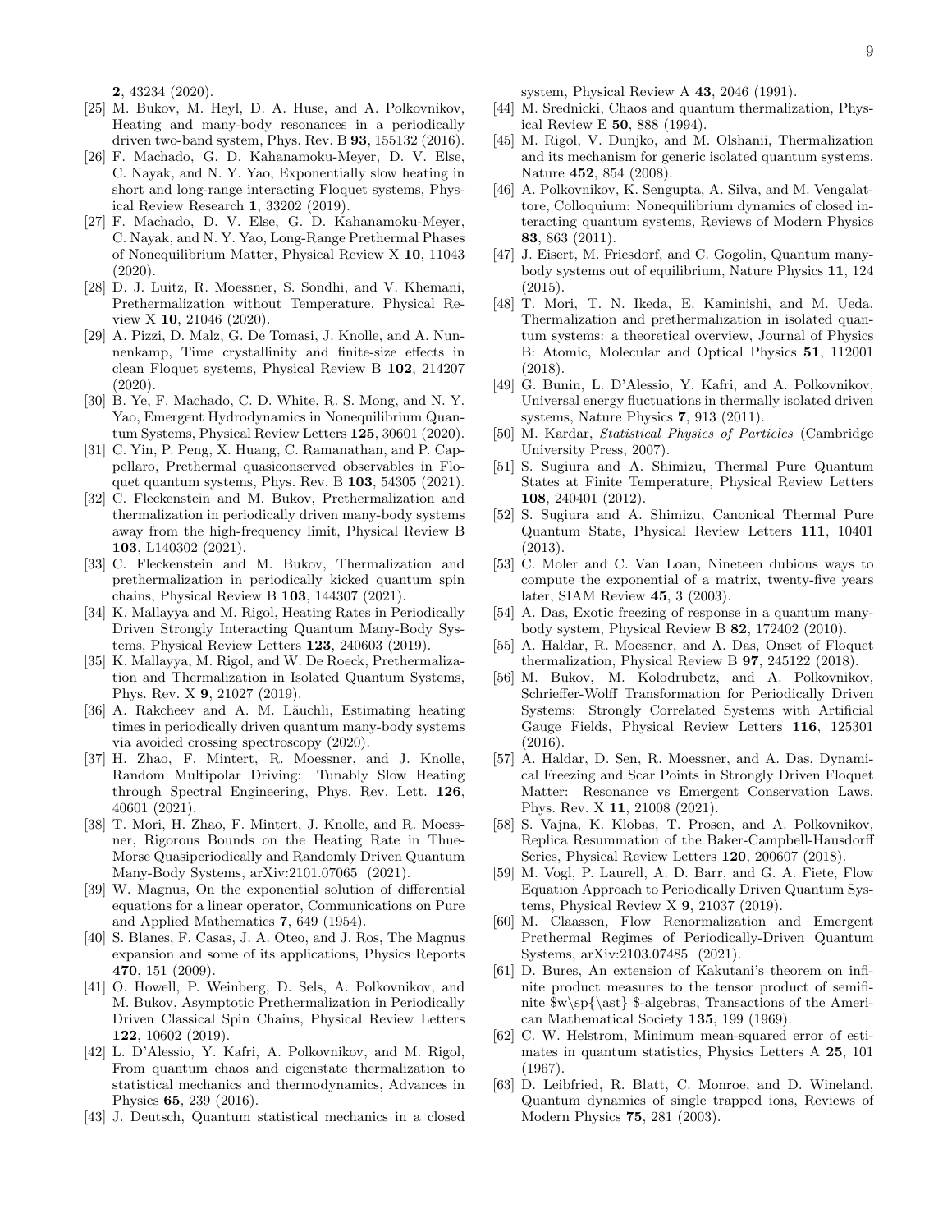**2**, 43234 (2020).

[25] M. Bukov, M. Heyl, D. A. Huse, and A. Polkovnikov, Heating and many-body resonances in a periodically driven two-band system, Phys. Rev. B **93**, 155132 (2016).

[26] F. Machado, G. D. Kahanamoku-Meyer, D. V. Else, C. Nayak, and N. Y. Yao, Exponentially slow heating in short and long-range interacting Floquet systems, Physical Review Research **1**, 33202 (2019).

[27] F. Machado, D. V. Else, G. D. Kahanamoku-Meyer, C. Nayak, and N. Y. Yao, Long-Range Prethermal Phases of Nonequilibrium Matter, Physical Review X **10**, 11043 (2020).

[28] D. J. Luitz, R. Moessner, S. Sondhi, and V. Khemani, Prethermalization without Temperature, Physical Review X **10**, 21046 (2020).

[29] A. Pizzi, D. Malz, G. De Tomasi, J. Knolle, and A. Nunnenkamp, Time crystallinity and finite-size effects in clean Floquet systems, Physical Review B **102**, 214207 (2020).

[30] B. Ye, F. Machado, C. D. White, R. S. Mong, and N. Y. Yao, Emergent Hydrodynamics in Nonequilibrium Quantum Systems, Physical Review Letters **125**, 30601 (2020).

[31] C. Yin, P. Peng, X. Huang, C. Ramanathan, and P. Cappellaro, Prethermal quasiconserved observables in Floquet quantum systems, Phys. Rev. B **103**, 54305 (2021).

[32] C. Fleckenstein and M. Bukov, Prethermalization and thermalization in periodically driven many-body systems away from the high-frequency limit, Physical Review B **103**, L140302 (2021).

[33] C. Fleckenstein and M. Bukov, Thermalization and prethermalization in periodically kicked quantum spin chains, Physical Review B **103**, 144307 (2021).

[34] K. Mallayya and M. Rigol, Heating Rates in Periodically Driven Strongly Interacting Quantum Many-Body Systems, Physical Review Letters **123**, 240603 (2019).

[35] K. Mallayya, M. Rigol, and W. De Roeck, Prethermalization and Thermalization in Isolated Quantum Systems, Phys. Rev. X **9**, 21027 (2019).

[36] A. Rakcheev and A. M. Läuchli, Estimating heating times in periodically driven quantum many-body systems via avoided crossing spectroscopy (2020).

[37] H. Zhao, F. Mintert, R. Moessner, and J. Knolle, Random Multipolar Driving: Tunably Slow Heating through Spectral Engineering, Phys. Rev. Lett. **126**, 40601 (2021).

[38] T. Mori, H. Zhao, F. Mintert, J. Knolle, and R. Moessner, Rigorous Bounds on the Heating Rate in Thue-Morse Quasiperiodically and Randomly Driven Quantum Many-Body Systems, arXiv:2101.07065 (2021).

[39] W. Magnus, On the exponential solution of differential equations for a linear operator, Communications on Pure and Applied Mathematics **7**, 649 (1954).

[40] S. Blanes, F. Casas, J. A. Oteo, and J. Ros, The Magnus expansion and some of its applications, Physics Reports **470**, 151 (2009).

[41] O. Howell, P. Weinberg, D. Sels, A. Polkovnikov, and M. Bukov, Asymptotic Prethermalization in Periodically Driven Classical Spin Chains, Physical Review Letters **122**, 10602 (2019).

[42] L. D'Alessio, Y. Kafri, A. Polkovnikov, and M. Rigol, From quantum chaos and eigenstate thermalization to statistical mechanics and thermodynamics, Advances in Physics **65**, 239 (2016).

[43] J. Deutsch, Quantum statistical mechanics in a closed system, Physical Review A **43**, 2046 (1991).

[44] M. Srednicki, Chaos and quantum thermalization, Physical Review E **50**, 888 (1994).

[45] M. Rigol, V. Dunjko, and M. Olshanii, Thermalization and its mechanism for generic isolated quantum systems, Nature **452**, 854 (2008).

[46] A. Polkovnikov, K. Sengupta, A. Silva, and M. Vengalattore, Colloquium: Nonequilibrium dynamics of closed interacting quantum systems, Reviews of Modern Physics **83**, 863 (2011).

[47] J. Eisert, M. Friesdorf, and C. Gogolin, Quantum many-body systems out of equilibrium, Nature Physics **11**, 124 (2015).

[48] T. Mori, T. N. Ikeda, E. Kaminishi, and M. Ueda, Thermalization and prethermalization in isolated quantum systems: a theoretical overview, Journal of Physics B: Atomic, Molecular and Optical Physics **51**, 112001 (2018).

[49] G. Bunin, L. D'Alessio, Y. Kafri, and A. Polkovnikov, Universal energy fluctuations in thermally isolated driven systems, Nature Physics **7**, 913 (2011).

[50] M. Kardar, *Statistical Physics of Particles* (Cambridge University Press, 2007).

[51] S. Sugiura and A. Shimizu, Thermal Pure Quantum States at Finite Temperature, Physical Review Letters **108**, 240401 (2012).

[52] S. Sugiura and A. Shimizu, Canonical Thermal Pure Quantum State, Physical Review Letters **111**, 10401 (2013).

[53] C. Moler and C. Van Loan, Nineteen dubious ways to compute the exponential of a matrix, twenty-five years later, SIAM Review **45**, 3 (2003).

[54] A. Das, Exotic freezing of response in a quantum many-body system, Physical Review B **82**, 172402 (2010).

[55] A. Haldar, R. Moessner, and A. Das, Onset of Floquet thermalization, Physical Review B **97**, 245122 (2018).

[56] M. Bukov, M. Kolodrubetz, and A. Polkovnikov, Schrieffer-Wolff Transformation for Periodically Driven Systems: Strongly Correlated Systems with Artificial Gauge Fields, Physical Review Letters **116**, 125301 (2016).

[57] A. Haldar, D. Sen, R. Moessner, and A. Das, Dynamical Freezing and Scar Points in Strongly Driven Floquet Matter: Resonance vs Emergent Conservation Laws, Phys. Rev. X **11**, 21008 (2021).

[58] S. Vajna, K. Klobas, T. Prosen, and A. Polkovnikov, Replica Resummation of the Baker-Campbell-Hausdorff Series, Physical Review Letters **120**, 200607 (2018).

[59] M. Vogl, P. Laurell, A. D. Barr, and G. A. Fiete, Flow Equation Approach to Periodically Driven Quantum Systems, Physical Review X **9**, 21037 (2019).

[60] M. Claassen, Flow Renormalization and Emergent Prethermal Regimes of Periodically-Driven Quantum Systems, arXiv:2103.07485 (2021).

[61] D. Bures, An extension of Kakutani's theorem on infinite product measures to the tensor product of semifinite \$w\sp{\ast} \$-algebras, Transactions of the American Mathematical Society **135**, 199 (1969).

[62] C. W. Helstrom, Minimum mean-squared error of estimates in quantum statistics, Physics Letters A **25**, 101 (1967).

[63] D. Leibfried, R. Blatt, C. Monroe, and D. Wineland, Quantum dynamics of single trapped ions, Reviews of Modern Physics **75**, 281 (2003).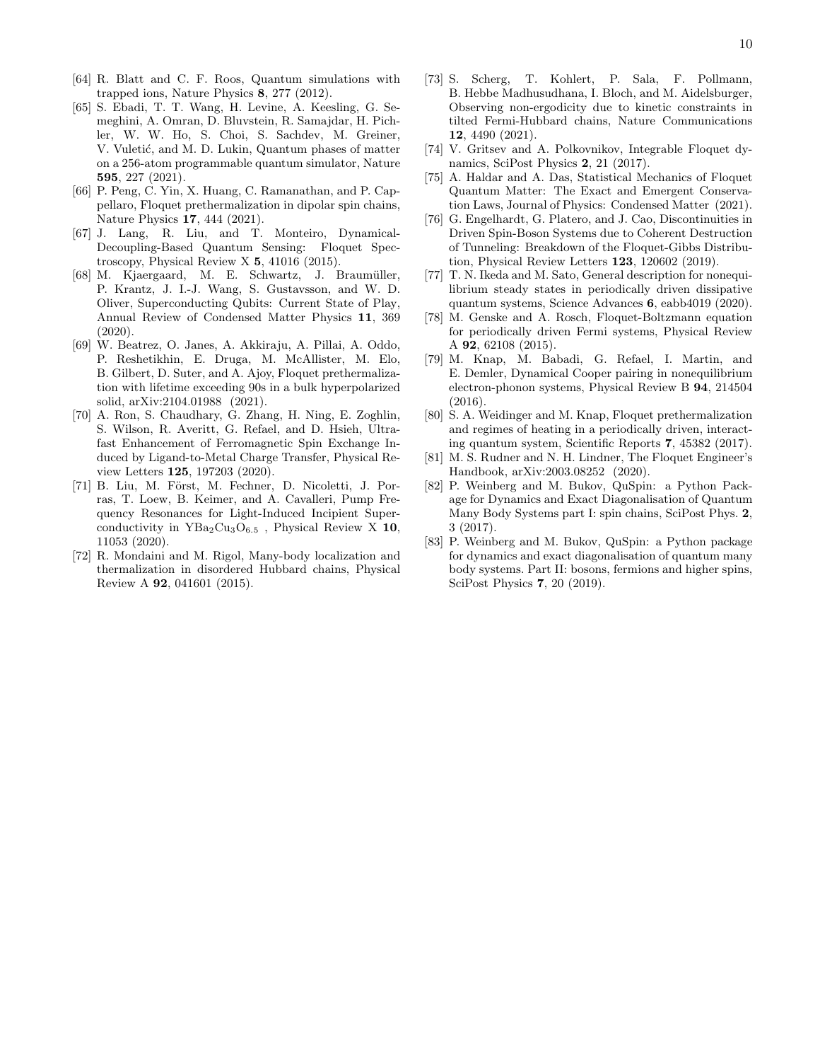[64] R. Blatt and C. F. Roos, Quantum simulations with trapped ions, Nature Physics **8**, 277 (2012).

[65] S. Ebadi, T. T. Wang, H. Levine, A. Keesling, G. Semeghini, A. Omran, D. Bluvstein, R. Samajdar, H. Pichler, W. W. Ho, S. Choi, S. Sachdev, M. Greiner, V. Vuletić, and M. D. Lukin, Quantum phases of matter on a 256-atom programmable quantum simulator, Nature **595**, 227 (2021).

[66] P. Peng, C. Yin, X. Huang, C. Ramanathan, and P. Cappellaro, Floquet prethermalization in dipolar spin chains, Nature Physics **17**, 444 (2021).

[67] J. Lang, R. Liu, and T. Monteiro, Dynamical-Decoupling-Based Quantum Sensing: Floquet Spectroscopy, Physical Review X **5**, 41016 (2015).

[68] M. Kjaergaard, M. E. Schwartz, J. Braumüller, P. Krantz, J. I.-J. Wang, S. Gustavsson, and W. D. Oliver, Superconducting Qubits: Current State of Play, Annual Review of Condensed Matter Physics **11**, 369 (2020).

[69] W. Beatrez, O. Janes, A. Akkiraju, A. Pillai, A. Oddo, P. Reshetikhin, E. Druga, M. McAllister, M. Elo, B. Gilbert, D. Suter, and A. Ajoy, Floquet prethermalization with lifetime exceeding 90s in a bulk hyperpolarized solid, arXiv:2104.01988 (2021).

[70] A. Ron, S. Chaudhary, G. Zhang, H. Ning, E. Zoghlin, S. Wilson, R. Averitt, G. Refael, and D. Hsieh, Ultrafast Enhancement of Ferromagnetic Spin Exchange Induced by Ligand-to-Metal Charge Transfer, Physical Review Letters **125**, 197203 (2020).

[71] B. Liu, M. Först, M. Fechner, D. Nicoletti, J. Porras, T. Loew, B. Keimer, and A. Cavalleri, Pump Frequency Resonances for Light-Induced Incipient Superconductivity in $YBa_2Cu_3O_{6.5}$ , Physical Review X **10**, 11053 (2020).

[72] R. Mondaini and M. Rigol, Many-body localization and thermalization in disordered Hubbard chains, Physical Review A **92**, 041601 (2015).

[73] S. Scherg, T. Kohlert, P. Sala, F. Pollmann, B. Hebbe Madhusudhana, I. Bloch, and M. Aidelsburger, Observing non-ergodicity due to kinetic constraints in tilted Fermi-Hubbard chains, Nature Communications **12**, 4490 (2021).

[74] V. Gritsev and A. Polkovnikov, Integrable Floquet dynamics, SciPost Physics **2**, 21 (2017).

[75] A. Haldar and A. Das, Statistical Mechanics of Floquet Quantum Matter: The Exact and Emergent Conservation Laws, Journal of Physics: Condensed Matter (2021).

[76] G. Engelhardt, G. Platero, and J. Cao, Discontinuities in Driven Spin-Boson Systems due to Coherent Destruction of Tunneling: Breakdown of the Floquet-Gibbs Distribution, Physical Review Letters **123**, 120602 (2019).

[77] T. N. Ikeda and M. Sato, General description for nonequilibrium steady states in periodically driven dissipative quantum systems, Science Advances **6**, eabb4019 (2020).

[78] M. Genske and A. Rosch, Floquet-Boltzmann equation for periodically driven Fermi systems, Physical Review A **92**, 62108 (2015).

[79] M. Knap, M. Babadi, G. Refael, I. Martin, and E. Demler, Dynamical Cooper pairing in nonequilibrium electron-phonon systems, Physical Review B **94**, 214504 (2016).

[80] S. A. Weidinger and M. Knap, Floquet prethermalization and regimes of heating in a periodically driven, interacting quantum system, Scientific Reports **7**, 45382 (2017).

[81] M. S. Rudner and N. H. Lindner, The Floquet Engineer's Handbook, arXiv:2003.08252 (2020).

[82] P. Weinberg and M. Bukov, QuSpin: a Python Package for Dynamics and Exact Diagonalisation of Quantum Many Body Systems part I: spin chains, SciPost Phys. **2**, 3 (2017).

[83] P. Weinberg and M. Bukov, QuSpin: a Python package for dynamics and exact diagonalisation of quantum many body systems. Part II: bosons, fermions and higher spins, SciPost Physics **7**, 20 (2019).